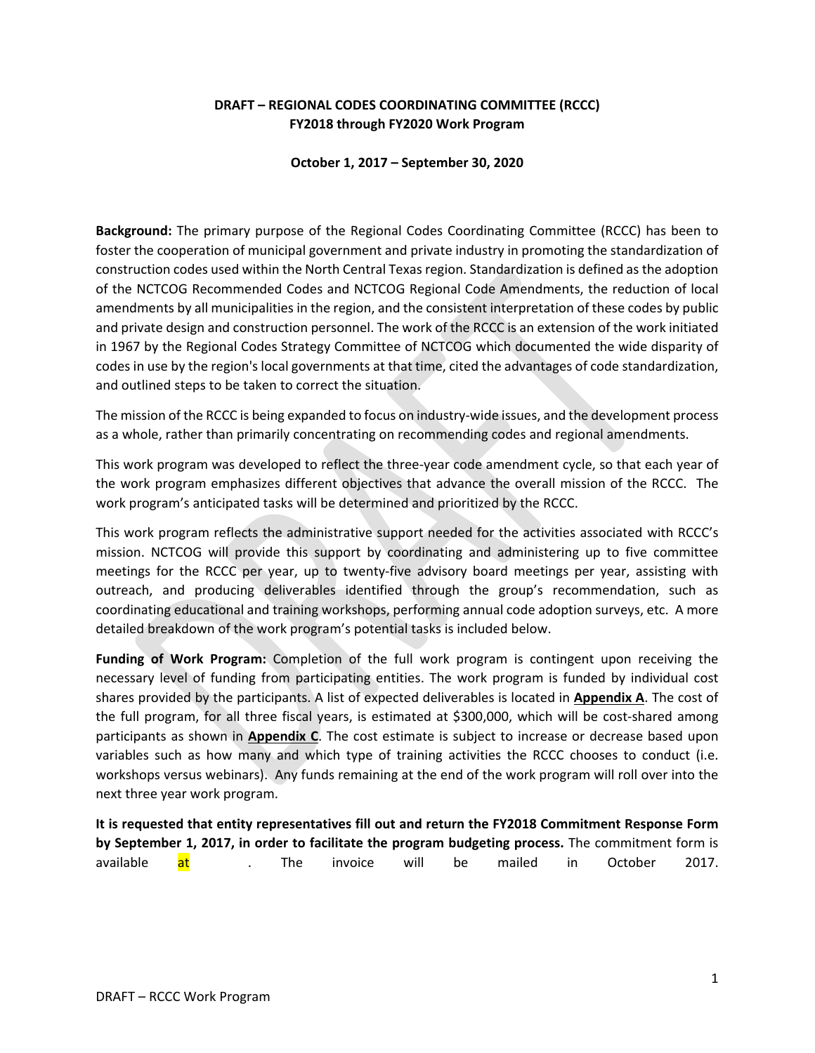**DRAFT – REGIONAL CODES COORDINATING COMMITTEE (RCCC)**
**FY2018 through FY2020 Work Program**

**October 1, 2017 – September 30, 2020**

**Background:** The primary purpose of the Regional Codes Coordinating Committee (RCCC) has been to foster the cooperation of municipal government and private industry in promoting the standardization of construction codes used within the North Central Texas region. Standardization is defined as the adoption of the NCTCOG Recommended Codes and NCTCOG Regional Code Amendments, the reduction of local amendments by all municipalities in the region, and the consistent interpretation of these codes by public and private design and construction personnel. The work of the RCCC is an extension of the work initiated in 1967 by the Regional Codes Strategy Committee of NCTCOG which documented the wide disparity of codes in use by the region's local governments at that time, cited the advantages of code standardization, and outlined steps to be taken to correct the situation.

The mission of the RCCC is being expanded to focus on industry-wide issues, and the development process as a whole, rather than primarily concentrating on recommending codes and regional amendments.

This work program was developed to reflect the three-year code amendment cycle, so that each year of the work program emphasizes different objectives that advance the overall mission of the RCCC. The work program's anticipated tasks will be determined and prioritized by the RCCC.

This work program reflects the administrative support needed for the activities associated with RCCC's mission. NCTCOG will provide this support by coordinating and administering up to five committee meetings for the RCCC per year, up to twenty-five advisory board meetings per year, assisting with outreach, and producing deliverables identified through the group's recommendation, such as coordinating educational and training workshops, performing annual code adoption surveys, etc. A more detailed breakdown of the work program's potential tasks is included below.

**Funding of Work Program:** Completion of the full work program is contingent upon receiving the necessary level of funding from participating entities. The work program is funded by individual cost shares provided by the participants. A list of expected deliverables is located in **Appendix A**. The cost of the full program, for all three fiscal years, is estimated at $300,000, which will be cost-shared among participants as shown in **Appendix C**. The cost estimate is subject to increase or decrease based upon variables such as how many and which type of training activities the RCCC chooses to conduct (i.e. workshops versus webinars). Any funds remaining at the end of the work program will roll over into the next three year work program.

**It is requested that entity representatives fill out and return the FY2018 Commitment Response Form by September 1, 2017, in order to facilitate the program budgeting process.** The commitment form is available at . The invoice will be mailed in October 2017.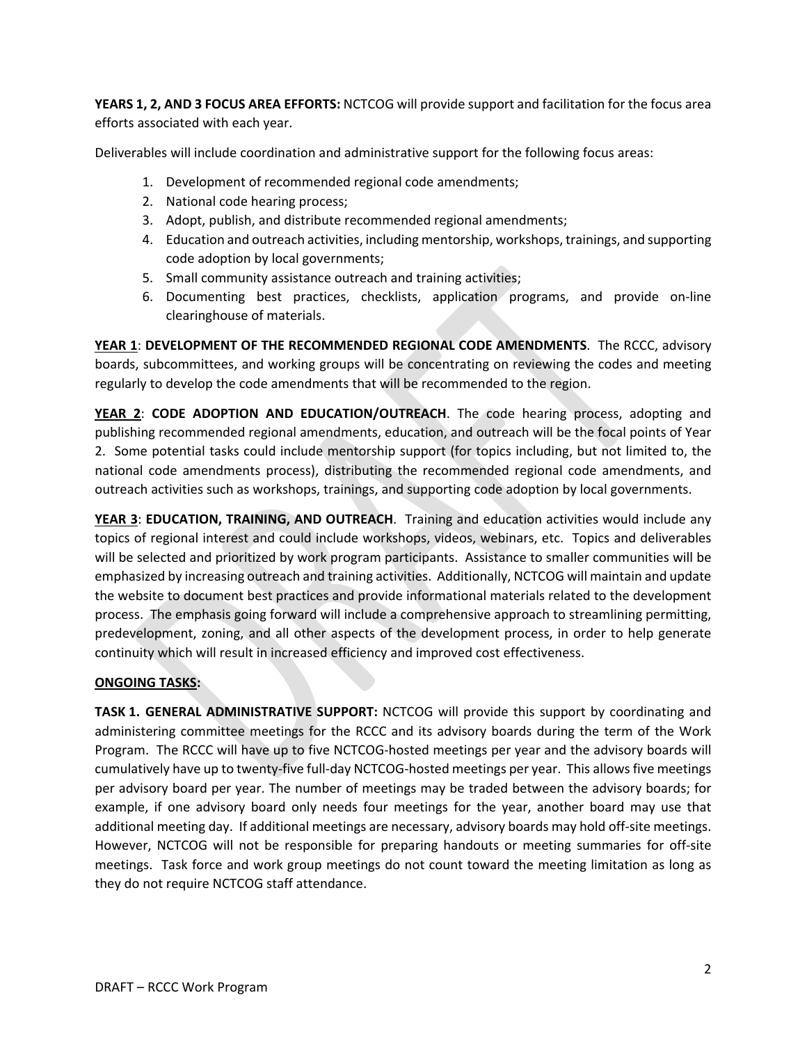**YEARS 1, 2, AND 3 FOCUS AREA EFFORTS:** NCTCOG will provide support and facilitation for the focus area efforts associated with each year.

Deliverables will include coordination and administrative support for the following focus areas:

1. Development of recommended regional code amendments;
2. National code hearing process;
3. Adopt, publish, and distribute recommended regional amendments;
4. Education and outreach activities, including mentorship, workshops, trainings, and supporting code adoption by local governments;
5. Small community assistance outreach and training activities;
6. Documenting best practices, checklists, application programs, and provide on-line clearinghouse of materials.

**<u>YEAR 1</u>**: **DEVELOPMENT OF THE RECOMMENDED REGIONAL CODE AMENDMENTS**. The RCCC, advisory boards, subcommittees, and working groups will be concentrating on reviewing the codes and meeting regularly to develop the code amendments that will be recommended to the region.

**<u>YEAR 2</u>**: **CODE ADOPTION AND EDUCATION/OUTREACH**. The code hearing process, adopting and publishing recommended regional amendments, education, and outreach will be the focal points of Year 2. Some potential tasks could include mentorship support (for topics including, but not limited to, the national code amendments process), distributing the recommended regional code amendments, and outreach activities such as workshops, trainings, and supporting code adoption by local governments.

**<u>YEAR 3</u>**: **EDUCATION, TRAINING, AND OUTREACH**. Training and education activities would include any topics of regional interest and could include workshops, videos, webinars, etc. Topics and deliverables will be selected and prioritized by work program participants. Assistance to smaller communities will be emphasized by increasing outreach and training activities. Additionally, NCTCOG will maintain and update the website to document best practices and provide informational materials related to the development process. The emphasis going forward will include a comprehensive approach to streamlining permitting, predevelopment, zoning, and all other aspects of the development process, in order to help generate continuity which will result in increased efficiency and improved cost effectiveness.

**<u>ONGOING TASKS</u>:**

**TASK 1. GENERAL ADMINISTRATIVE SUPPORT:** NCTCOG will provide this support by coordinating and administering committee meetings for the RCCC and its advisory boards during the term of the Work Program. The RCCC will have up to five NCTCOG-hosted meetings per year and the advisory boards will cumulatively have up to twenty-five full-day NCTCOG-hosted meetings per year. This allows five meetings per advisory board per year. The number of meetings may be traded between the advisory boards; for example, if one advisory board only needs four meetings for the year, another board may use that additional meeting day. If additional meetings are necessary, advisory boards may hold off-site meetings. However, NCTCOG will not be responsible for preparing handouts or meeting summaries for off-site meetings. Task force and work group meetings do not count toward the meeting limitation as long as they do not require NCTCOG staff attendance.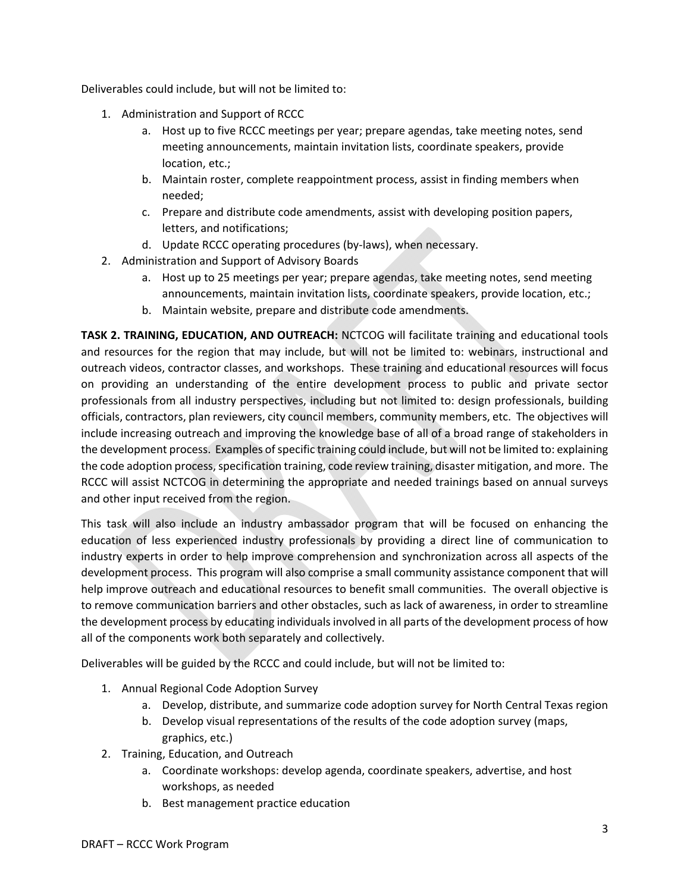Deliverables could include, but will not be limited to:

1. Administration and Support of RCCC
    a. Host up to five RCCC meetings per year; prepare agendas, take meeting notes, send meeting announcements, maintain invitation lists, coordinate speakers, provide location, etc.;
    b. Maintain roster, complete reappointment process, assist in finding members when needed;
    c. Prepare and distribute code amendments, assist with developing position papers, letters, and notifications;
    d. Update RCCC operating procedures (by-laws), when necessary.
2. Administration and Support of Advisory Boards
    a. Host up to 25 meetings per year; prepare agendas, take meeting notes, send meeting announcements, maintain invitation lists, coordinate speakers, provide location, etc.;
    b. Maintain website, prepare and distribute code amendments.

**TASK 2. TRAINING, EDUCATION, AND OUTREACH:** NCTCOG will facilitate training and educational tools and resources for the region that may include, but will not be limited to: webinars, instructional and outreach videos, contractor classes, and workshops. These training and educational resources will focus on providing an understanding of the entire development process to public and private sector professionals from all industry perspectives, including but not limited to: design professionals, building officials, contractors, plan reviewers, city council members, community members, etc. The objectives will include increasing outreach and improving the knowledge base of all of a broad range of stakeholders in the development process. Examples of specific training could include, but will not be limited to: explaining the code adoption process, specification training, code review training, disaster mitigation, and more. The RCCC will assist NCTCOG in determining the appropriate and needed trainings based on annual surveys and other input received from the region.

This task will also include an industry ambassador program that will be focused on enhancing the education of less experienced industry professionals by providing a direct line of communication to industry experts in order to help improve comprehension and synchronization across all aspects of the development process. This program will also comprise a small community assistance component that will help improve outreach and educational resources to benefit small communities. The overall objective is to remove communication barriers and other obstacles, such as lack of awareness, in order to streamline the development process by educating individuals involved in all parts of the development process of how all of the components work both separately and collectively.

Deliverables will be guided by the RCCC and could include, but will not be limited to:

1. Annual Regional Code Adoption Survey
    a. Develop, distribute, and summarize code adoption survey for North Central Texas region
    b. Develop visual representations of the results of the code adoption survey (maps, graphics, etc.)
2. Training, Education, and Outreach
    a. Coordinate workshops: develop agenda, coordinate speakers, advertise, and host workshops, as needed
    b. Best management practice education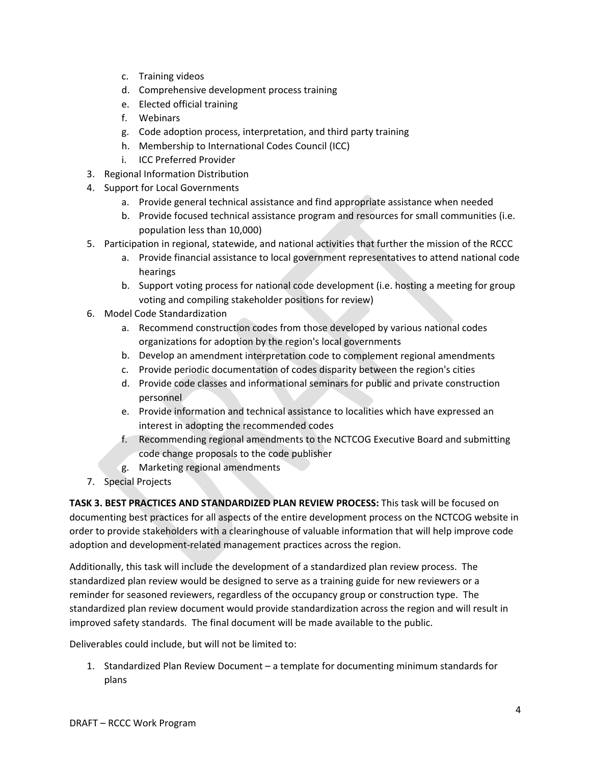c. Training videos
   d. Comprehensive development process training
   e. Elected official training
   f. Webinars
   g. Code adoption process, interpretation, and third party training
   h. Membership to International Codes Council (ICC)
   i. ICC Preferred Provider
3. Regional Information Distribution
4. Support for Local Governments
   a. Provide general technical assistance and find appropriate assistance when needed
   b. Provide focused technical assistance program and resources for small communities (i.e. population less than 10,000)
5. Participation in regional, statewide, and national activities that further the mission of the RCCC
   a. Provide financial assistance to local government representatives to attend national code hearings
   b. Support voting process for national code development (i.e. hosting a meeting for group voting and compiling stakeholder positions for review)
6. Model Code Standardization
   a. Recommend construction codes from those developed by various national codes organizations for adoption by the region's local governments
   b. Develop an amendment interpretation code to complement regional amendments
   c. Provide periodic documentation of codes disparity between the region's cities
   d. Provide code classes and informational seminars for public and private construction personnel
   e. Provide information and technical assistance to localities which have expressed an interest in adopting the recommended codes
   f. Recommending regional amendments to the NCTCOG Executive Board and submitting code change proposals to the code publisher
   g. Marketing regional amendments
7. Special Projects

**TASK 3. BEST PRACTICES AND STANDARDIZED PLAN REVIEW PROCESS:** This task will be focused on documenting best practices for all aspects of the entire development process on the NCTCOG website in order to provide stakeholders with a clearinghouse of valuable information that will help improve code adoption and development-related management practices across the region.

Additionally, this task will include the development of a standardized plan review process. The standardized plan review would be designed to serve as a training guide for new reviewers or a reminder for seasoned reviewers, regardless of the occupancy group or construction type. The standardized plan review document would provide standardization across the region and will result in improved safety standards. The final document will be made available to the public.

Deliverables could include, but will not be limited to:

1. Standardized Plan Review Document – a template for documenting minimum standards for plans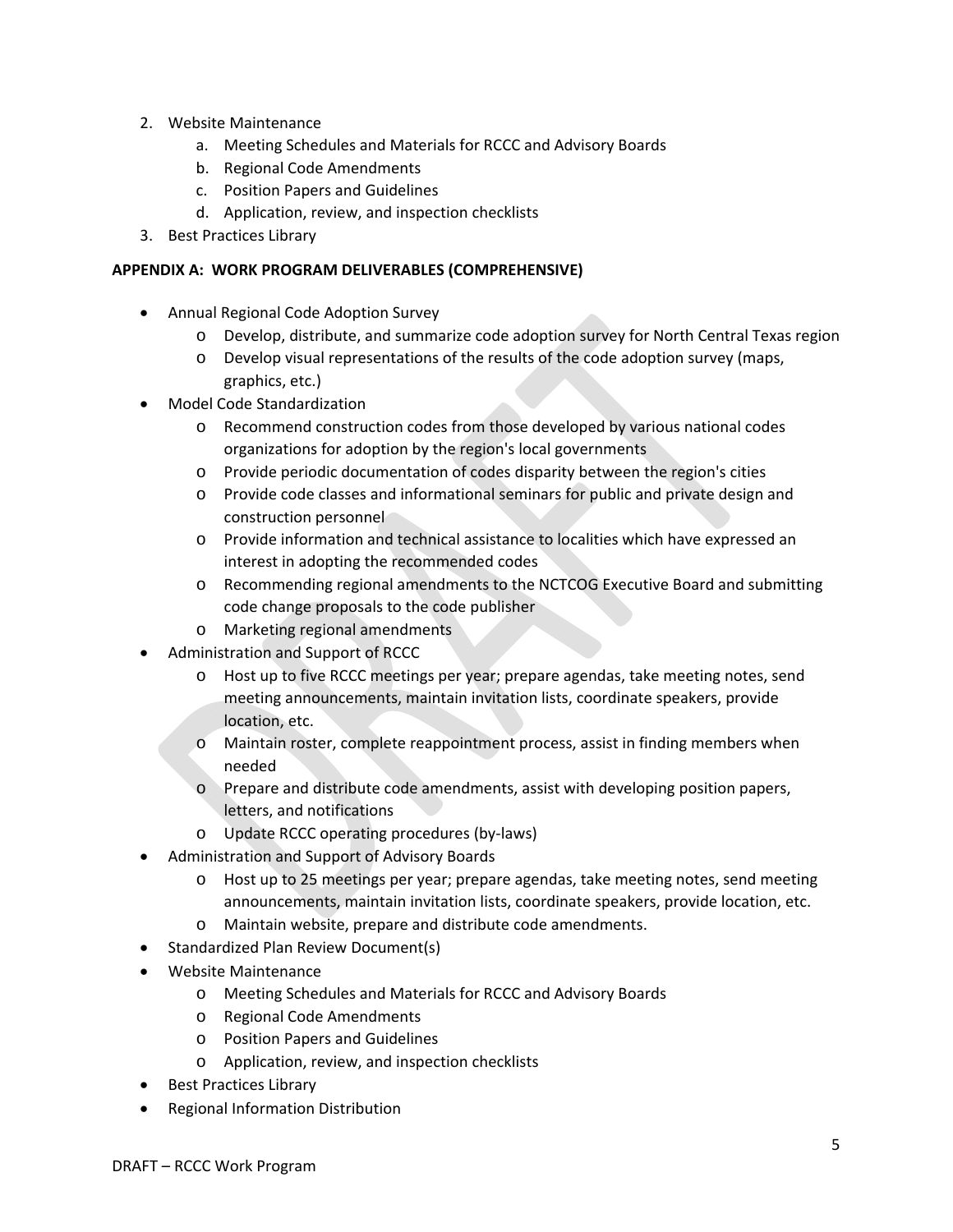2. Website Maintenance
   a. Meeting Schedules and Materials for RCCC and Advisory Boards
   b. Regional Code Amendments
   c. Position Papers and Guidelines
   d. Application, review, and inspection checklists
3. Best Practices Library

**APPENDIX A: WORK PROGRAM DELIVERABLES (COMPREHENSIVE)**

- Annual Regional Code Adoption Survey
  - Develop, distribute, and summarize code adoption survey for North Central Texas region
  - Develop visual representations of the results of the code adoption survey (maps, graphics, etc.)
- Model Code Standardization
  - Recommend construction codes from those developed by various national codes organizations for adoption by the region's local governments
  - Provide periodic documentation of codes disparity between the region's cities
  - Provide code classes and informational seminars for public and private design and construction personnel
  - Provide information and technical assistance to localities which have expressed an interest in adopting the recommended codes
  - Recommending regional amendments to the NCTCOG Executive Board and submitting code change proposals to the code publisher
  - Marketing regional amendments
- Administration and Support of RCCC
  - Host up to five RCCC meetings per year; prepare agendas, take meeting notes, send meeting announcements, maintain invitation lists, coordinate speakers, provide location, etc.
  - Maintain roster, complete reappointment process, assist in finding members when needed
  - Prepare and distribute code amendments, assist with developing position papers, letters, and notifications
  - Update RCCC operating procedures (by-laws)
- Administration and Support of Advisory Boards
  - Host up to 25 meetings per year; prepare agendas, take meeting notes, send meeting announcements, maintain invitation lists, coordinate speakers, provide location, etc.
  - Maintain website, prepare and distribute code amendments.
- Standardized Plan Review Document(s)
- Website Maintenance
  - Meeting Schedules and Materials for RCCC and Advisory Boards
  - Regional Code Amendments
  - Position Papers and Guidelines
  - Application, review, and inspection checklists
- Best Practices Library
- Regional Information Distribution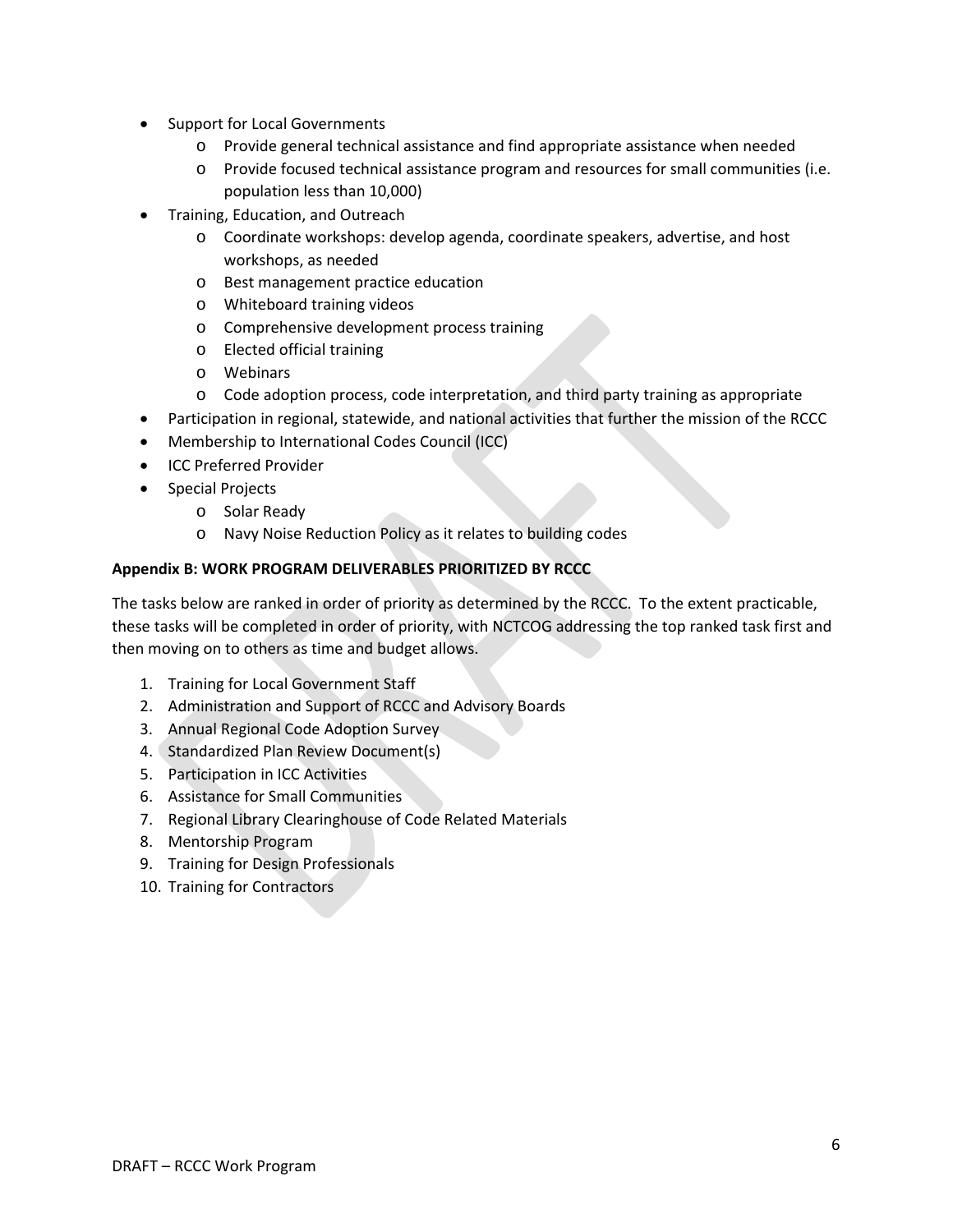- Support for Local Governments
    - Provide general technical assistance and find appropriate assistance when needed
    - Provide focused technical assistance program and resources for small communities (i.e. population less than 10,000)
- Training, Education, and Outreach
    - Coordinate workshops: develop agenda, coordinate speakers, advertise, and host workshops, as needed
    - Best management practice education
    - Whiteboard training videos
    - Comprehensive development process training
    - Elected official training
    - Webinars
    - Code adoption process, code interpretation, and third party training as appropriate
- Participation in regional, statewide, and national activities that further the mission of the RCCC
- Membership to International Codes Council (ICC)
- ICC Preferred Provider
- Special Projects
    - Solar Ready
    - Navy Noise Reduction Policy as it relates to building codes

**Appendix B: WORK PROGRAM DELIVERABLES PRIORITIZED BY RCCC**

The tasks below are ranked in order of priority as determined by the RCCC. To the extent practicable, these tasks will be completed in order of priority, with NCTCOG addressing the top ranked task first and then moving on to others as time and budget allows.

1. Training for Local Government Staff
2. Administration and Support of RCCC and Advisory Boards
3. Annual Regional Code Adoption Survey
4. Standardized Plan Review Document(s)
5. Participation in ICC Activities
6. Assistance for Small Communities
7. Regional Library Clearinghouse of Code Related Materials
8. Mentorship Program
9. Training for Design Professionals
10. Training for Contractors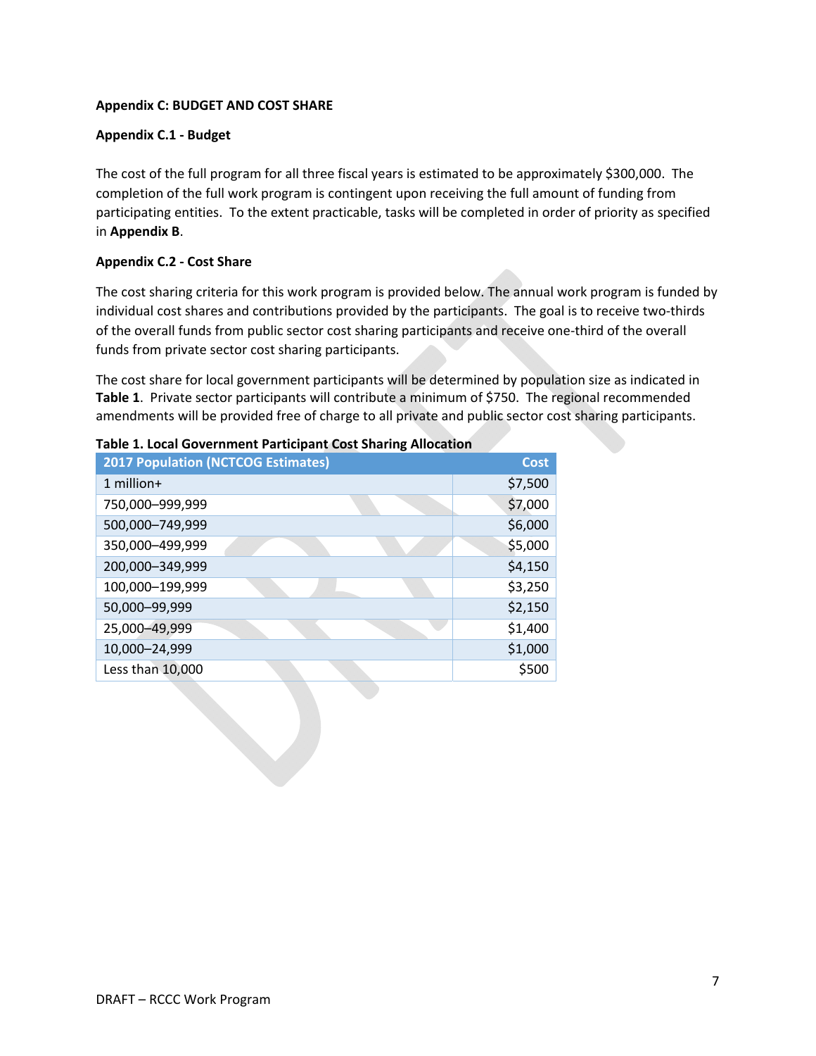**Appendix C: BUDGET AND COST SHARE**

**Appendix C.1 - Budget**

The cost of the full program for all three fiscal years is estimated to be approximately $300,000. The completion of the full work program is contingent upon receiving the full amount of funding from participating entities. To the extent practicable, tasks will be completed in order of priority as specified in **Appendix B**.

**Appendix C.2 - Cost Share**

The cost sharing criteria for this work program is provided below. The annual work program is funded by individual cost shares and contributions provided by the participants. The goal is to receive two-thirds of the overall funds from public sector cost sharing participants and receive one-third of the overall funds from private sector cost sharing participants.

The cost share for local government participants will be determined by population size as indicated in **Table 1**. Private sector participants will contribute a minimum of $750. The regional recommended amendments will be provided free of charge to all private and public sector cost sharing participants.

**Table 1. Local Government Participant Cost Sharing Allocation**

| 2017 Population (NCTCOG Estimates) | Cost |
|---|---:|
| 1 million+ | $7,500 |
| 750,000–999,999 | $7,000 |
| 500,000–749,999 | $6,000 |
| 350,000–499,999 | $5,000 |
| 200,000–349,999 | $4,150 |
| 100,000–199,999 | $3,250 |
| 50,000–99,999 | $2,150 |
| 25,000–49,999 | $1,400 |
| 10,000–24,999 | $1,000 |
| Less than 10,000 | $500 |